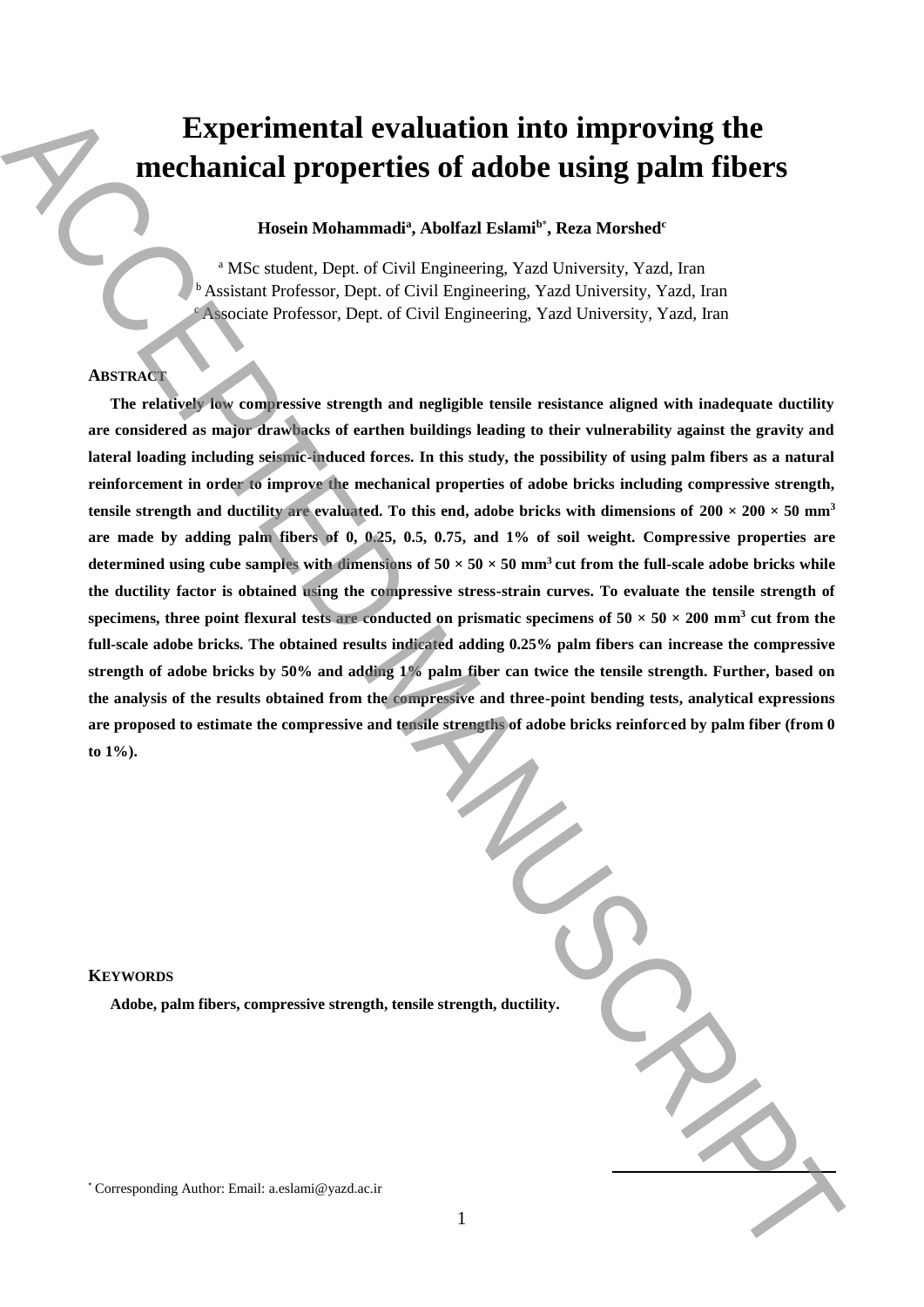# Experimental evaluation into improving the mechanical properties of adobe using palm fibers

**Hosein Mohammadi[a], Abolfazl Eslami[b*], Reza Morshed[c]**

[a] MSc student, Dept. of Civil Engineering, Yazd University, Yazd, Iran
[b] Assistant Professor, Dept. of Civil Engineering, Yazd University, Yazd, Iran
[c] Associate Professor, Dept. of Civil Engineering, Yazd University, Yazd, Iran

## ABSTRACT

**The relatively low compressive strength and negligible tensile resistance aligned with inadequate ductility are considered as major drawbacks of earthen buildings leading to their vulnerability against the gravity and lateral loading including seismic-induced forces. In this study, the possibility of using palm fibers as a natural reinforcement in order to improve the mechanical properties of adobe bricks including compressive strength, tensile strength and ductility are evaluated. To this end, adobe bricks with dimensions of $200 \times 200 \times 50$ mm$^3$ are made by adding palm fibers of 0, 0.25, 0.5, 0.75, and 1% of soil weight. Compressive properties are determined using cube samples with dimensions of $50 \times 50 \times 50$ mm$^3$ cut from the full-scale adobe bricks while the ductility factor is obtained using the compressive stress-strain curves. To evaluate the tensile strength of specimens, three point flexural tests are conducted on prismatic specimens of $50 \times 50 \times 200$ mm$^3$ cut from the full-scale adobe bricks. The obtained results indicated adding 0.25% palm fibers can increase the compressive strength of adobe bricks by 50% and adding 1% palm fiber can twice the tensile strength. Further, based on the analysis of the results obtained from the compressive and three-point bending tests, analytical expressions are proposed to estimate the compressive and tensile strengths of adobe bricks reinforced by palm fiber (from 0 to 1%).**

## KEYWORDS

**Adobe, palm fibers, compressive strength, tensile strength, ductility.**

[*] Corresponding Author: Email: a.eslami@yazd.ac.ir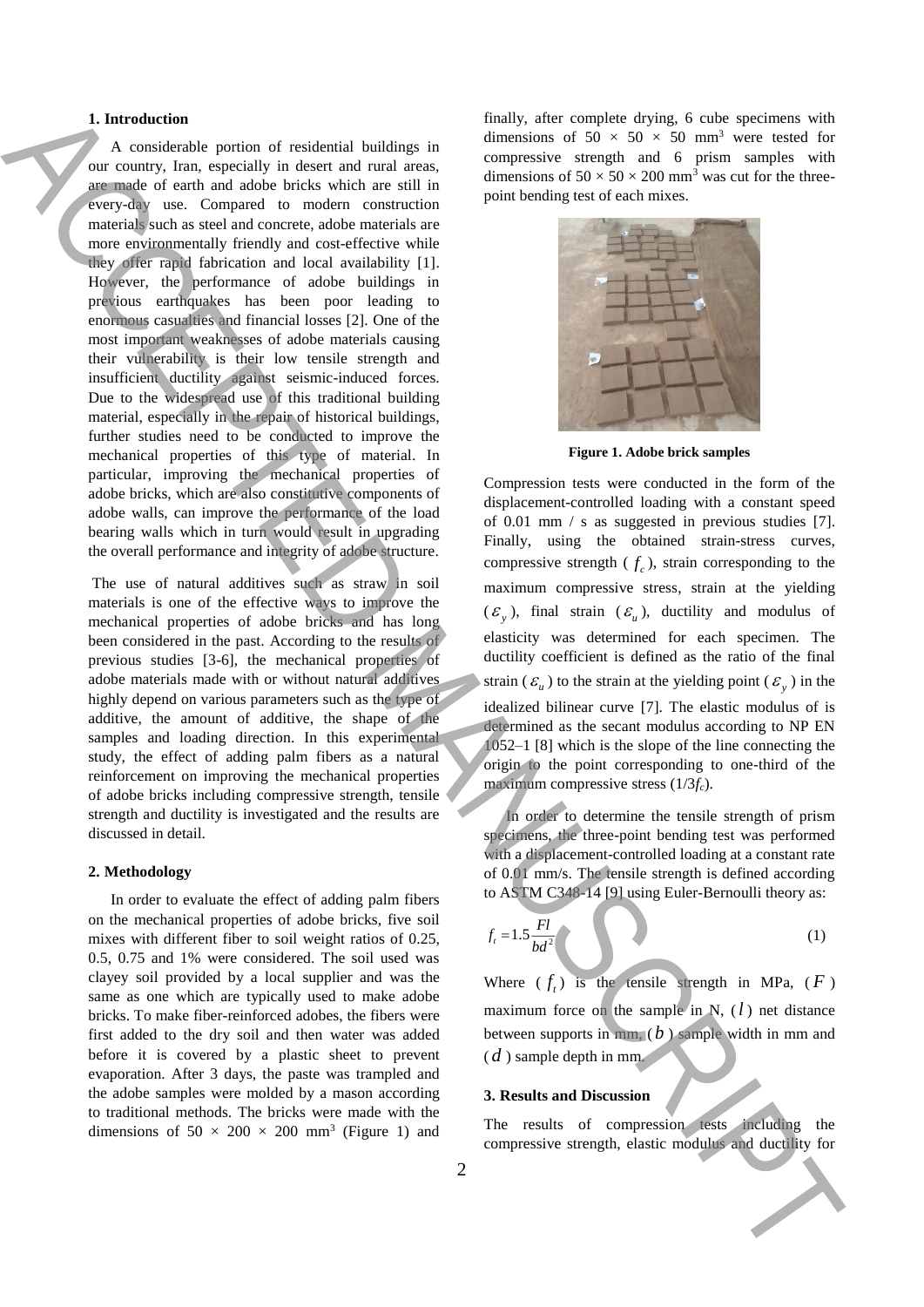## 1. Introduction

A considerable portion of residential buildings in our country, Iran, especially in desert and rural areas, are made of earth and adobe bricks which are still in every-day use. Compared to modern construction materials such as steel and concrete, adobe materials are more environmentally friendly and cost-effective while they offer rapid fabrication and local availability [1]. However, the performance of adobe buildings in previous earthquakes has been poor leading to enormous casualties and financial losses [2]. One of the most important weaknesses of adobe materials causing their vulnerability is their low tensile strength and insufficient ductility against seismic-induced forces. Due to the widespread use of this traditional building material, especially in the repair of historical buildings, further studies need to be conducted to improve the mechanical properties of this type of material. In particular, improving the mechanical properties of adobe bricks, which are also constitutive components of adobe walls, can improve the performance of the load bearing walls which in turn would result in upgrading the overall performance and integrity of adobe structure.

The use of natural additives such as straw in soil materials is one of the effective ways to improve the mechanical properties of adobe bricks and has long been considered in the past. According to the results of previous studies [3-6], the mechanical properties of adobe materials made with or without natural additives highly depend on various parameters such as the type of additive, the amount of additive, the shape of the samples and loading direction. In this experimental study, the effect of adding palm fibers as a natural reinforcement on improving the mechanical properties of adobe bricks including compressive strength, tensile strength and ductility is investigated and the results are discussed in detail.

## 2. Methodology

In order to evaluate the effect of adding palm fibers on the mechanical properties of adobe bricks, five soil mixes with different fiber to soil weight ratios of 0.25, 0.5, 0.75 and 1% were considered. The soil used was clayey soil provided by a local supplier and was the same as one which are typically used to make adobe bricks. To make fiber-reinforced adobes, the fibers were first added to the dry soil and then water was added before it is covered by a plastic sheet to prevent evaporation. After 3 days, the paste was trampled and the adobe samples were molded by a mason according to traditional methods. The bricks were made with the dimensions of 50 × 200 × 200 mm$^3$ (Figure 1) and finally, after complete drying, 6 cube specimens with dimensions of 50 × 50 × 50 mm$^3$ were tested for compressive strength and 6 prism samples with dimensions of 50 × 50 × 200 mm$^3$ was cut for the three-point bending test of each mixes.

**Figure 1. Adobe brick samples**

Compression tests were conducted in the form of the displacement-controlled loading with a constant speed of 0.01 mm / s as suggested in previous studies [7]. Finally, using the obtained strain-stress curves, compressive strength ( $f_c$ ), strain corresponding to the maximum compressive stress, strain at the yielding ( $\varepsilon_y$ ), final strain ( $\varepsilon_u$ ), ductility and modulus of elasticity was determined for each specimen. The ductility coefficient is defined as the ratio of the final strain ( $\varepsilon_u$ ) to the strain at the yielding point ( $\varepsilon_y$ ) in the idealized bilinear curve [7]. The elastic modulus of is determined as the secant modulus according to NP EN 1052–1 [8] which is the slope of the line connecting the origin to the point corresponding to one-third of the maximum compressive stress ($1/3f_c$).

In order to determine the tensile strength of prism specimens, the three-point bending test was performed with a displacement-controlled loading at a constant rate of 0.01 mm/s. The tensile strength is defined according to ASTM C348-14 [9] using Euler-Bernoulli theory as:

$$f_t = 1.5\frac{Fl}{bd^2} \tag{1}$$

Where ( $f_t$ ) is the tensile strength in MPa, ( $F$ ) maximum force on the sample in N, ( $l$ ) net distance between supports in mm, ( $b$ ) sample width in mm and ( $d$ ) sample depth in mm.

## 3. Results and Discussion

The results of compression tests including the compressive strength, elastic modulus and ductility for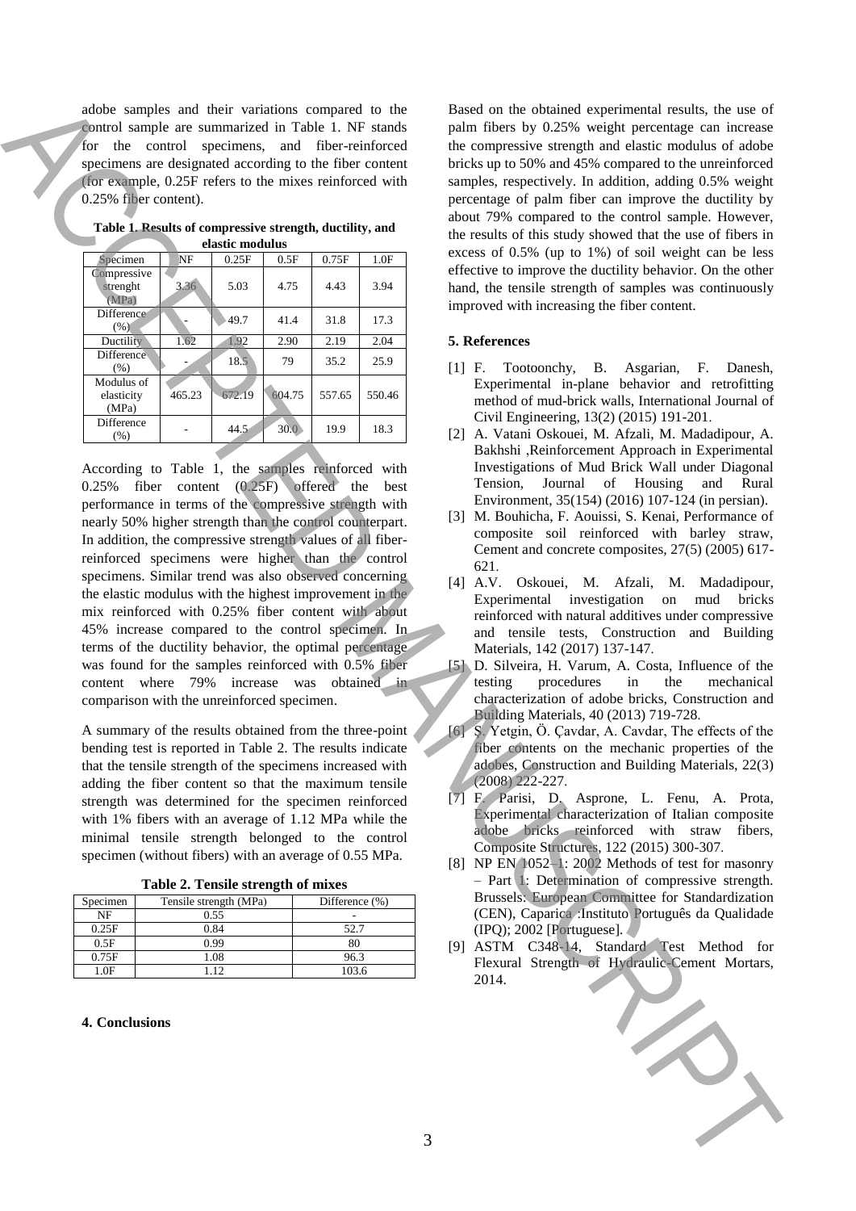adobe samples and their variations compared to the control sample are summarized in Table 1. NF stands for the control specimens, and fiber-reinforced specimens are designated according to the fiber content (for example, 0.25F refers to the mixes reinforced with 0.25% fiber content).

**Table 1. Results of compressive strength, ductility, and elastic modulus**

| Specimen | NF | 0.25F | 0.5F | 0.75F | 1.0F |
|---|---|---|---|---|---|
| Compressive strenght (MPa) | 3.36 | 5.03 | 4.75 | 4.43 | 3.94 |
| Difference (%) | - | 49.7 | 41.4 | 31.8 | 17.3 |
| Ductility | 1.62 | 1.92 | 2.90 | 2.19 | 2.04 |
| Difference (%) | - | 18.5 | 79 | 35.2 | 25.9 |
| Modulus of elasticity (MPa) | 465.23 | 672.19 | 604.75 | 557.65 | 550.46 |
| Difference (%) | - | 44.5 | 30.0 | 19.9 | 18.3 |

According to Table 1, the samples reinforced with 0.25% fiber content (0.25F) offered the best performance in terms of the compressive strength with nearly 50% higher strength than the control counterpart. In addition, the compressive strength values of all fiber-reinforced specimens were higher than the control specimens. Similar trend was also observed concerning the elastic modulus with the highest improvement in the mix reinforced with 0.25% fiber content with about 45% increase compared to the control specimen. In terms of the ductility behavior, the optimal percentage was found for the samples reinforced with 0.5% fiber content where 79% increase was obtained in comparison with the unreinforced specimen.

A summary of the results obtained from the three-point bending test is reported in Table 2. The results indicate that the tensile strength of the specimens increased with adding the fiber content so that the maximum tensile strength was determined for the specimen reinforced with 1% fibers with an average of 1.12 MPa while the minimal tensile strength belonged to the control specimen (without fibers) with an average of 0.55 MPa.

**Table 2. Tensile strength of mixes**

| Specimen | Tensile strength (MPa) | Difference (%) |
|---|---|---|
| NF | 0.55 | - |
| 0.25F | 0.84 | 52.7 |
| 0.5F | 0.99 | 80 |
| 0.75F | 1.08 | 96.3 |
| 1.0F | 1.12 | 103.6 |

## 4. Conclusions

Based on the obtained experimental results, the use of palm fibers by 0.25% weight percentage can increase the compressive strength and elastic modulus of adobe bricks up to 50% and 45% compared to the unreinforced samples, respectively. In addition, adding 0.5% weight percentage of palm fiber can improve the ductility by about 79% compared to the control sample. However, the results of this study showed that the use of fibers in excess of 0.5% (up to 1%) of soil weight can be less effective to improve the ductility behavior. On the other hand, the tensile strength of samples was continuously improved with increasing the fiber content.

## 5. References

[1] F. Tootoonchy, B. Asgarian, F. Danesh, Experimental in-plane behavior and retrofitting method of mud-brick walls, International Journal of Civil Engineering, 13(2) (2015) 191-201.

[2] A. Vatani Oskouei, M. Afzali, M. Madadipour, A. Bakhshi ,Reinforcement Approach in Experimental Investigations of Mud Brick Wall under Diagonal Tension, Journal of Housing and Rural Environment, 35(154) (2016) 107-124 (in persian).

[3] M. Bouhicha, F. Aouissi, S. Kenai, Performance of composite soil reinforced with barley straw, Cement and concrete composites, 27(5) (2005) 617-621.

[4] A.V. Oskouei, M. Afzali, M. Madadipour, Experimental investigation on mud bricks reinforced with natural additives under compressive and tensile tests, Construction and Building Materials, 142 (2017) 137-147.

[5] D. Silveira, H. Varum, A. Costa, Influence of the testing procedures in the mechanical characterization of adobe bricks, Construction and Building Materials, 40 (2013) 719-728.

[6] Ş. Yetgin, Ö. Çavdar, A. Cavdar, The effects of the fiber contents on the mechanic properties of the adobes, Construction and Building Materials, 22(3) (2008) 222-227.

[7] F. Parisi, D. Asprone, L. Fenu, A. Prota, Experimental characterization of Italian composite adobe bricks reinforced with straw fibers, Composite Structures, 122 (2015) 300-307.

[8] NP EN 1052–1: 2002 Methods of test for masonry – Part 1: Determination of compressive strength. Brussels: European Committee for Standardization (CEN), Caparica :Instituto Português da Qualidade (IPQ); 2002 [Portuguese].

[9] ASTM C348-14, Standard Test Method for Flexural Strength of Hydraulic-Cement Mortars, 2014.